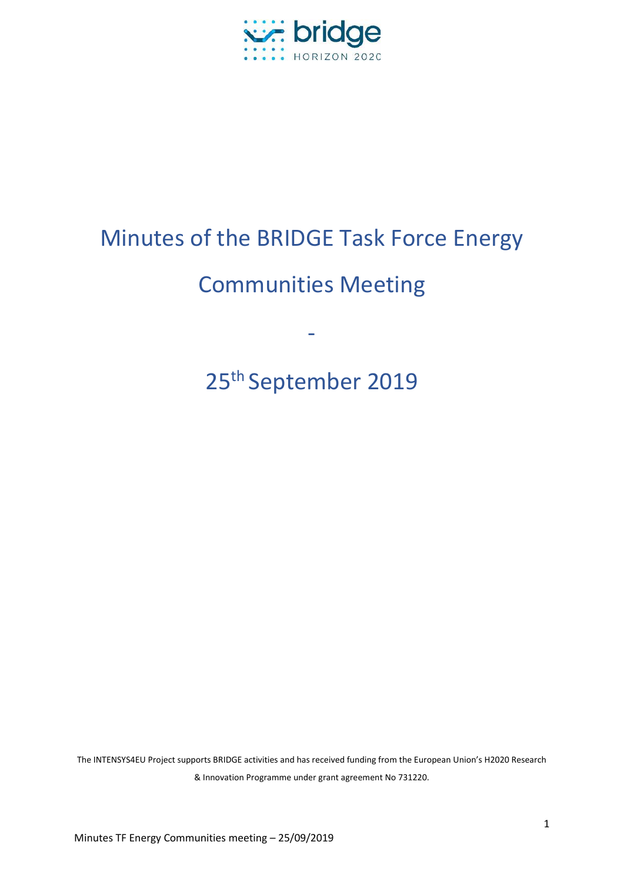# Minutes of the BRIDGE Task Force Energy Communities Meeting

-

# 25th September 2019

The INTENSYS4EU Project supports BRIDGE activities and has received funding from the European Union's H2020 Research & Innovation Programme under grant agreement No 731220.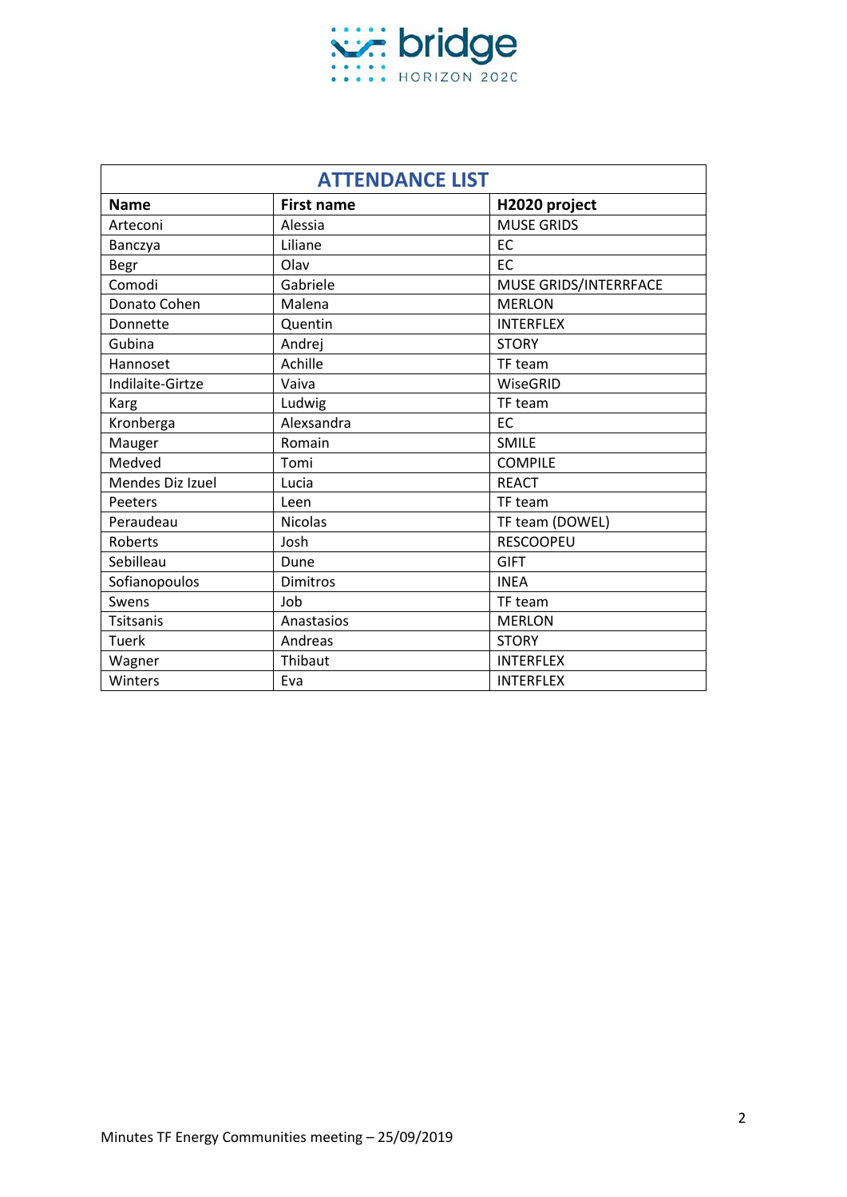## ATTENDANCE LIST

| Name | First name | H2020 project |
|---|---|---|
| Arteconi | Alessia | MUSE GRIDS |
| Banczya | Liliane | EC |
| Begr | Olav | EC |
| Comodi | Gabriele | MUSE GRIDS/INTERRFACE |
| Donato Cohen | Malena | MERLON |
| Donnette | Quentin | INTERFLEX |
| Gubina | Andrej | STORY |
| Hannoset | Achille | TF team |
| Indilaite-Girtze | Vaiva | WiseGRID |
| Karg | Ludwig | TF team |
| Kronberga | Alexsandra | EC |
| Mauger | Romain | SMILE |
| Medved | Tomi | COMPILE |
| Mendes Diz Izuel | Lucia | REACT |
| Peeters | Leen | TF team |
| Peraudeau | Nicolas | TF team (DOWEL) |
| Roberts | Josh | RESCOOPEU |
| Sebilleau | Dune | GIFT |
| Sofianopoulos | Dimitros | INEA |
| Swens | Job | TF team |
| Tsitsanis | Anastasios | MERLON |
| Tuerk | Andreas | STORY |
| Wagner | Thibaut | INTERFLEX |
| Winters | Eva | INTERFLEX |

Minutes TF Energy Communities meeting – 25/09/2019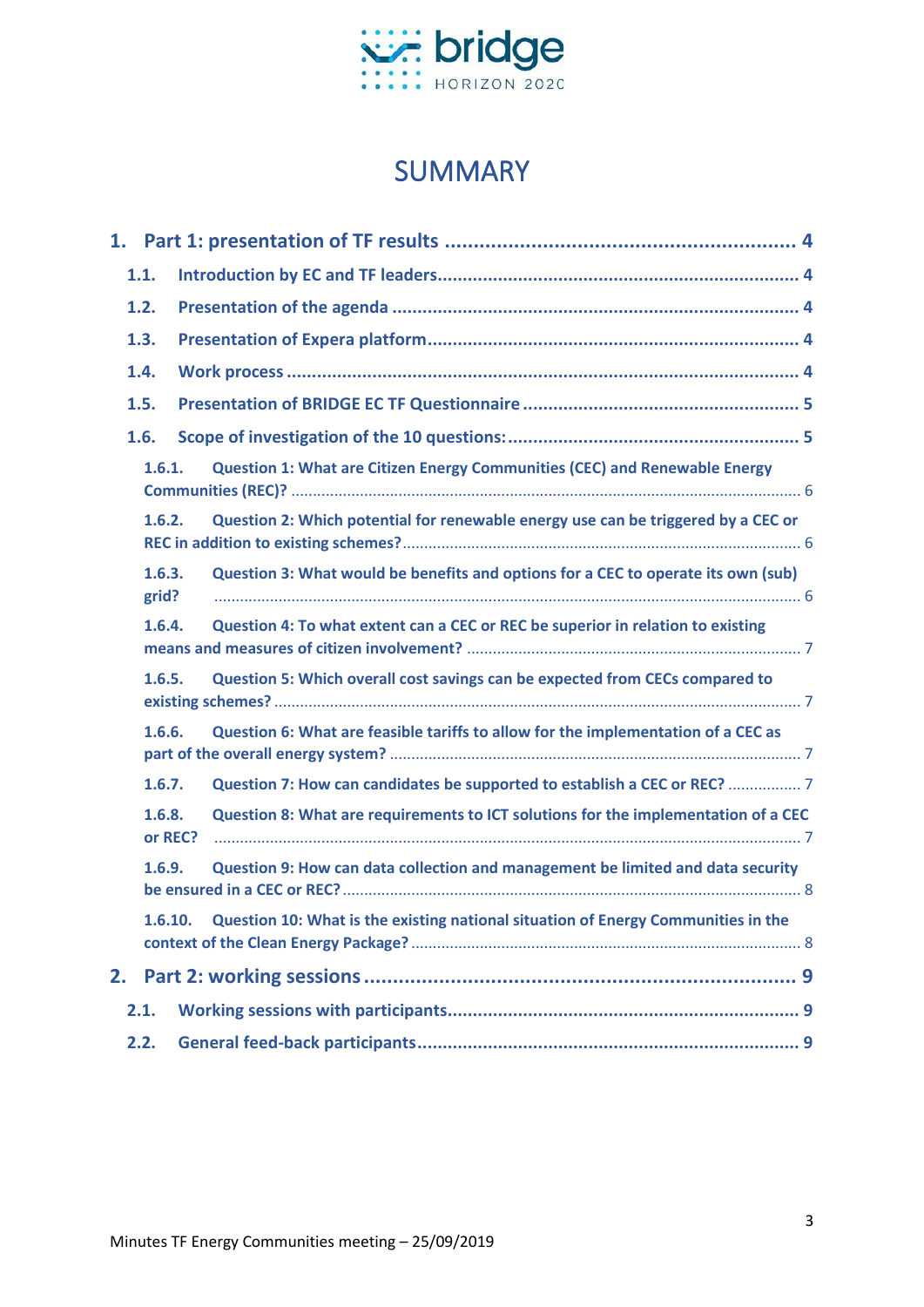# SUMMARY

1. Part 1: presentation of TF results ............................................................ 4
   - 1.1. Introduction by EC and TF leaders ............................................................ 4
   - 1.2. Presentation of the agenda ............................................................ 4
   - 1.3. Presentation of Expera platform ............................................................ 4
   - 1.4. Work process ............................................................ 4
   - 1.5. Presentation of BRIDGE EC TF Questionnaire ............................................................ 5
   - 1.6. Scope of investigation of the 10 questions: ............................................................ 5
     - 1.6.1. Question 1: What are Citizen Energy Communities (CEC) and Renewable Energy Communities (REC)? ............................................................ 6
     - 1.6.2. Question 2: Which potential for renewable energy use can be triggered by a CEC or REC in addition to existing schemes? ............................................................ 6
     - 1.6.3. Question 3: What would be benefits and options for a CEC to operate its own (sub) grid? ............................................................ 6
     - 1.6.4. Question 4: To what extent can a CEC or REC be superior in relation to existing means and measures of citizen involvement? ............................................................ 7
     - 1.6.5. Question 5: Which overall cost savings can be expected from CECs compared to existing schemes? ............................................................ 7
     - 1.6.6. Question 6: What are feasible tariffs to allow for the implementation of a CEC as part of the overall energy system? ............................................................ 7
     - 1.6.7. Question 7: How can candidates be supported to establish a CEC or REC? ............................................................ 7
     - 1.6.8. Question 8: What are requirements to ICT solutions for the implementation of a CEC or REC? ............................................................ 7
     - 1.6.9. Question 9: How can data collection and management be limited and data security be ensured in a CEC or REC? ............................................................ 8
     - 1.6.10. Question 10: What is the existing national situation of Energy Communities in the context of the Clean Energy Package? ............................................................ 8
2. Part 2: working sessions ............................................................ 9
   - 2.1. Working sessions with participants ............................................................ 9
   - 2.2. General feed-back participants ............................................................ 9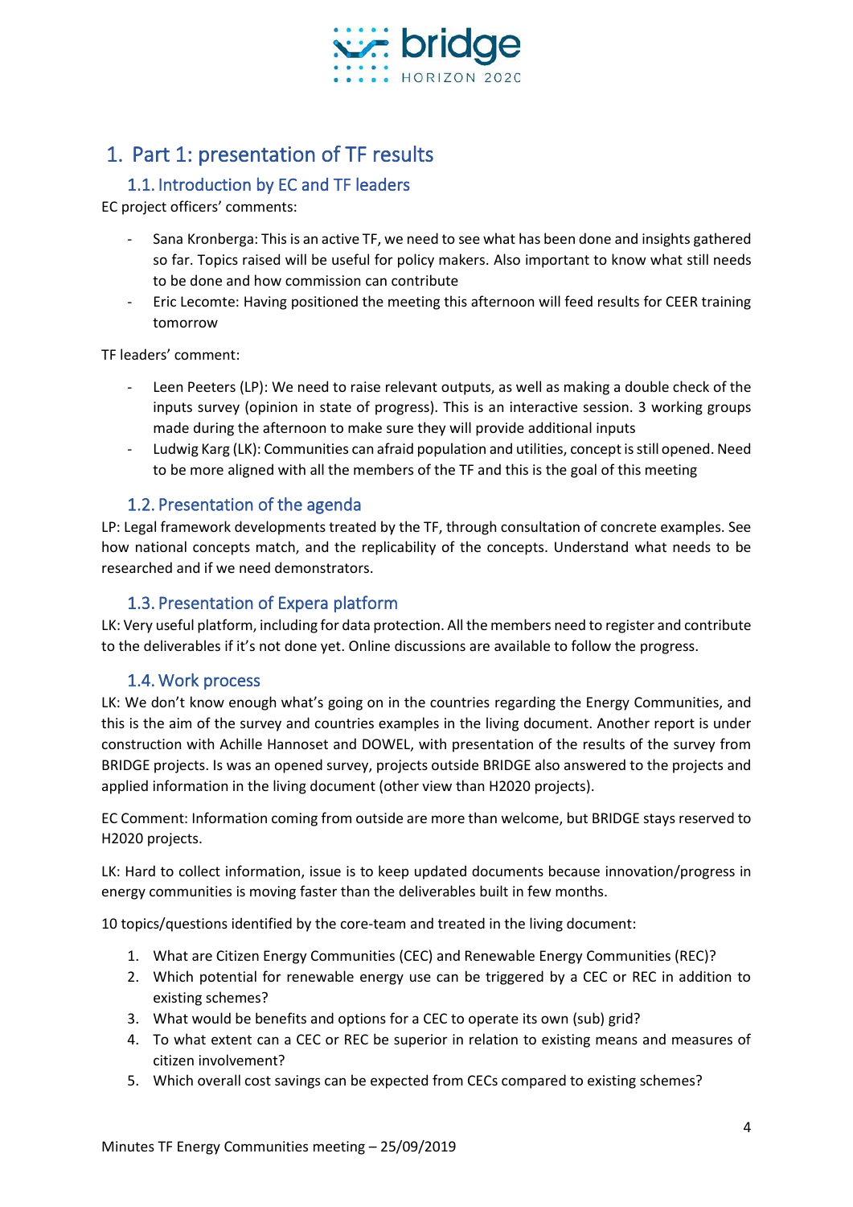# 1. Part 1: presentation of TF results

## 1.1. Introduction by EC and TF leaders

EC project officers' comments:

- Sana Kronberga: This is an active TF, we need to see what has been done and insights gathered so far. Topics raised will be useful for policy makers. Also important to know what still needs to be done and how commission can contribute
- Eric Lecomte: Having positioned the meeting this afternoon will feed results for CEER training tomorrow

TF leaders' comment:

- Leen Peeters (LP): We need to raise relevant outputs, as well as making a double check of the inputs survey (opinion in state of progress). This is an interactive session. 3 working groups made during the afternoon to make sure they will provide additional inputs
- Ludwig Karg (LK): Communities can afraid population and utilities, concept is still opened. Need to be more aligned with all the members of the TF and this is the goal of this meeting

## 1.2. Presentation of the agenda

LP: Legal framework developments treated by the TF, through consultation of concrete examples. See how national concepts match, and the replicability of the concepts. Understand what needs to be researched and if we need demonstrators.

## 1.3. Presentation of Expera platform

LK: Very useful platform, including for data protection. All the members need to register and contribute to the deliverables if it's not done yet. Online discussions are available to follow the progress.

## 1.4. Work process

LK: We don't know enough what's going on in the countries regarding the Energy Communities, and this is the aim of the survey and countries examples in the living document. Another report is under construction with Achille Hannoset and DOWEL, with presentation of the results of the survey from BRIDGE projects. Is was an opened survey, projects outside BRIDGE also answered to the projects and applied information in the living document (other view than H2020 projects).

EC Comment: Information coming from outside are more than welcome, but BRIDGE stays reserved to H2020 projects.

LK: Hard to collect information, issue is to keep updated documents because innovation/progress in energy communities is moving faster than the deliverables built in few months.

10 topics/questions identified by the core-team and treated in the living document:

1. What are Citizen Energy Communities (CEC) and Renewable Energy Communities (REC)?
2. Which potential for renewable energy use can be triggered by a CEC or REC in addition to existing schemes?
3. What would be benefits and options for a CEC to operate its own (sub) grid?
4. To what extent can a CEC or REC be superior in relation to existing means and measures of citizen involvement?
5. Which overall cost savings can be expected from CECs compared to existing schemes?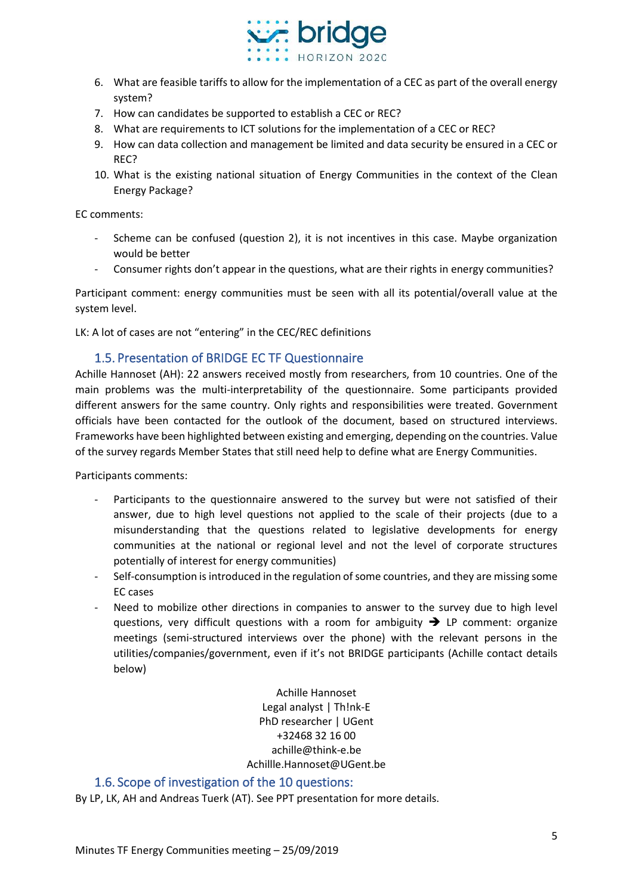6. What are feasible tariffs to allow for the implementation of a CEC as part of the overall energy system?
7. How can candidates be supported to establish a CEC or REC?
8. What are requirements to ICT solutions for the implementation of a CEC or REC?
9. How can data collection and management be limited and data security be ensured in a CEC or REC?
10. What is the existing national situation of Energy Communities in the context of the Clean Energy Package?

EC comments:

- Scheme can be confused (question 2), it is not incentives in this case. Maybe organization would be better
- Consumer rights don't appear in the questions, what are their rights in energy communities?

Participant comment: energy communities must be seen with all its potential/overall value at the system level.

LK: A lot of cases are not "entering" in the CEC/REC definitions

## 1.5. Presentation of BRIDGE EC TF Questionnaire

Achille Hannoset (AH): 22 answers received mostly from researchers, from 10 countries. One of the main problems was the multi-interpretability of the questionnaire. Some participants provided different answers for the same country. Only rights and responsibilities were treated. Government officials have been contacted for the outlook of the document, based on structured interviews. Frameworks have been highlighted between existing and emerging, depending on the countries. Value of the survey regards Member States that still need help to define what are Energy Communities.

Participants comments:

- Participants to the questionnaire answered to the survey but were not satisfied of their answer, due to high level questions not applied to the scale of their projects (due to a misunderstanding that the questions related to legislative developments for energy communities at the national or regional level and not the level of corporate structures potentially of interest for energy communities)
- Self-consumption is introduced in the regulation of some countries, and they are missing some EC cases
- Need to mobilize other directions in companies to answer to the survey due to high level questions, very difficult questions with a room for ambiguity ➔ LP comment: organize meetings (semi-structured interviews over the phone) with the relevant persons in the utilities/companies/government, even if it's not BRIDGE participants (Achille contact details below)

Achille Hannoset
Legal analyst | Th!nk-E
PhD researcher | UGent
+32468 32 16 00
achille@think-e.be
Achillle.Hannoset@UGent.be

## 1.6. Scope of investigation of the 10 questions:

By LP, LK, AH and Andreas Tuerk (AT). See PPT presentation for more details.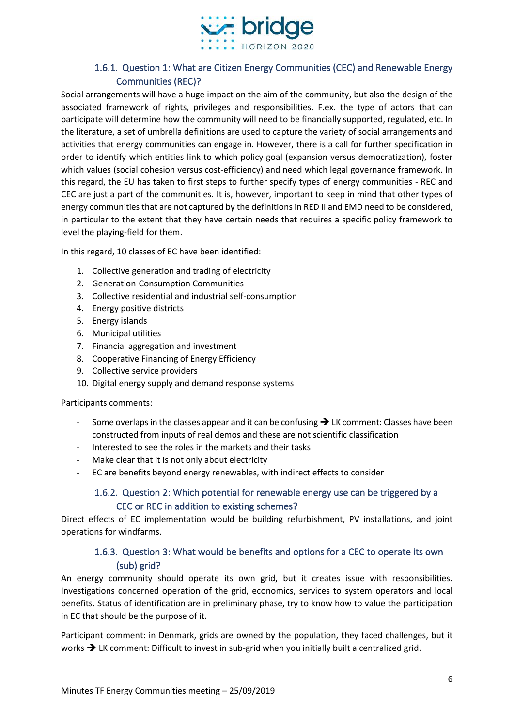### 1.6.1. Question 1: What are Citizen Energy Communities (CEC) and Renewable Energy Communities (REC)?

Social arrangements will have a huge impact on the aim of the community, but also the design of the associated framework of rights, privileges and responsibilities. F.ex. the type of actors that can participate will determine how the community will need to be financially supported, regulated, etc. In the literature, a set of umbrella definitions are used to capture the variety of social arrangements and activities that energy communities can engage in. However, there is a call for further specification in order to identify which entities link to which policy goal (expansion versus democratization), foster which values (social cohesion versus cost-efficiency) and need which legal governance framework. In this regard, the EU has taken to first steps to further specify types of energy communities - REC and CEC are just a part of the communities. It is, however, important to keep in mind that other types of energy communities that are not captured by the definitions in RED II and EMD need to be considered, in particular to the extent that they have certain needs that requires a specific policy framework to level the playing-field for them.

In this regard, 10 classes of EC have been identified:

1. Collective generation and trading of electricity
2. Generation-Consumption Communities
3. Collective residential and industrial self-consumption
4. Energy positive districts
5. Energy islands
6. Municipal utilities
7. Financial aggregation and investment
8. Cooperative Financing of Energy Efficiency
9. Collective service providers
10. Digital energy supply and demand response systems

Participants comments:

- Some overlaps in the classes appear and it can be confusing ➔ LK comment: Classes have been constructed from inputs of real demos and these are not scientific classification
- Interested to see the roles in the markets and their tasks
- Make clear that it is not only about electricity
- EC are benefits beyond energy renewables, with indirect effects to consider

### 1.6.2. Question 2: Which potential for renewable energy use can be triggered by a CEC or REC in addition to existing schemes?

Direct effects of EC implementation would be building refurbishment, PV installations, and joint operations for windfarms.

### 1.6.3. Question 3: What would be benefits and options for a CEC to operate its own (sub) grid?

An energy community should operate its own grid, but it creates issue with responsibilities. Investigations concerned operation of the grid, economics, services to system operators and local benefits. Status of identification are in preliminary phase, try to know how to value the participation in EC that should be the purpose of it.

Participant comment: in Denmark, grids are owned by the population, they faced challenges, but it works ➔ LK comment: Difficult to invest in sub-grid when you initially built a centralized grid.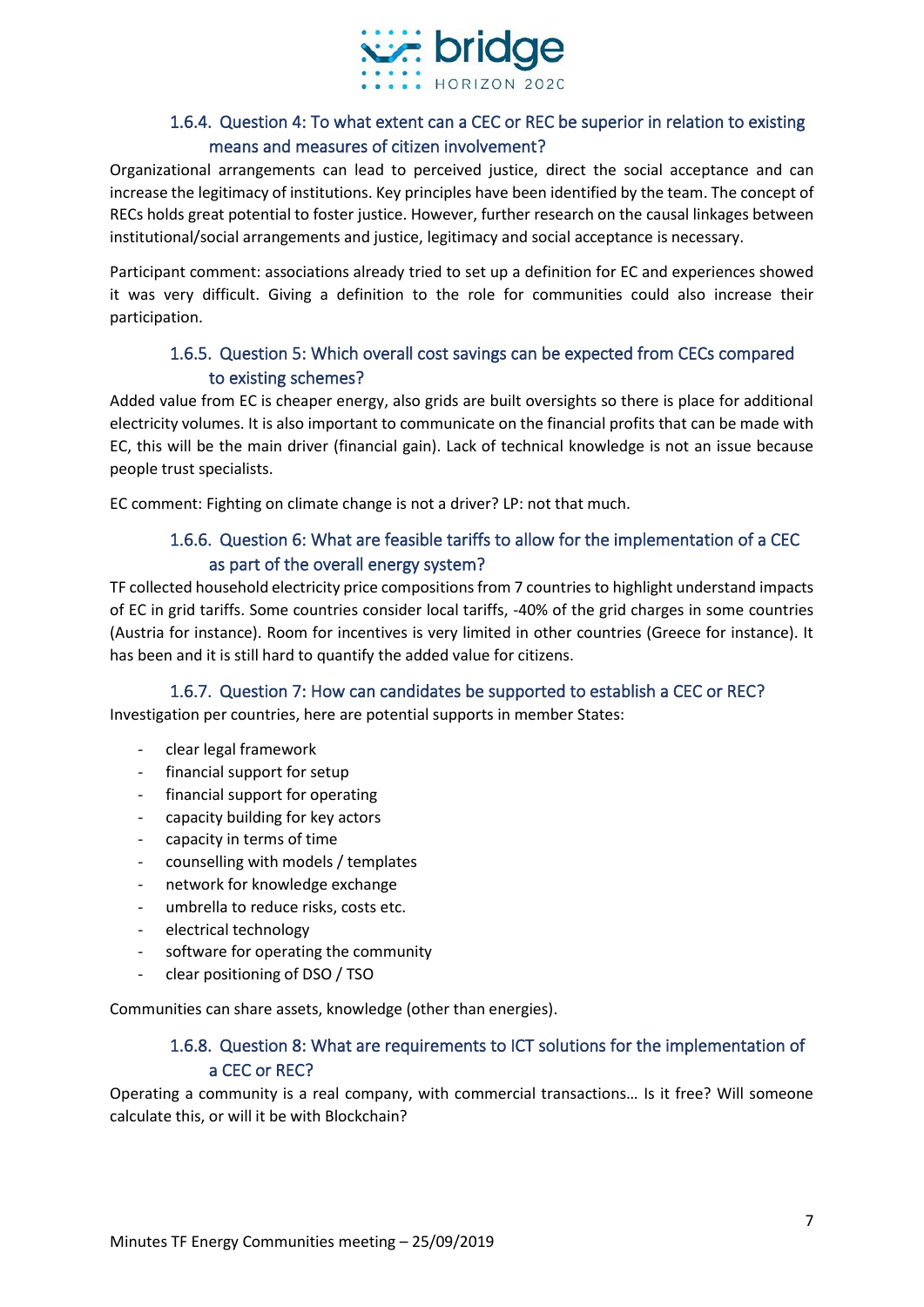### 1.6.4. Question 4: To what extent can a CEC or REC be superior in relation to existing means and measures of citizen involvement?

Organizational arrangements can lead to perceived justice, direct the social acceptance and can increase the legitimacy of institutions. Key principles have been identified by the team. The concept of RECs holds great potential to foster justice. However, further research on the causal linkages between institutional/social arrangements and justice, legitimacy and social acceptance is necessary.

Participant comment: associations already tried to set up a definition for EC and experiences showed it was very difficult. Giving a definition to the role for communities could also increase their participation.

### 1.6.5. Question 5: Which overall cost savings can be expected from CECs compared to existing schemes?

Added value from EC is cheaper energy, also grids are built oversights so there is place for additional electricity volumes. It is also important to communicate on the financial profits that can be made with EC, this will be the main driver (financial gain). Lack of technical knowledge is not an issue because people trust specialists.

EC comment: Fighting on climate change is not a driver? LP: not that much.

### 1.6.6. Question 6: What are feasible tariffs to allow for the implementation of a CEC as part of the overall energy system?

TF collected household electricity price compositions from 7 countries to highlight understand impacts of EC in grid tariffs. Some countries consider local tariffs, -40% of the grid charges in some countries (Austria for instance). Room for incentives is very limited in other countries (Greece for instance). It has been and it is still hard to quantify the added value for citizens.

### 1.6.7. Question 7: How can candidates be supported to establish a CEC or REC?

Investigation per countries, here are potential supports in member States:

- clear legal framework
- financial support for setup
- financial support for operating
- capacity building for key actors
- capacity in terms of time
- counselling with models / templates
- network for knowledge exchange
- umbrella to reduce risks, costs etc.
- electrical technology
- software for operating the community
- clear positioning of DSO / TSO

Communities can share assets, knowledge (other than energies).

### 1.6.8. Question 8: What are requirements to ICT solutions for the implementation of a CEC or REC?

Operating a community is a real company, with commercial transactions… Is it free? Will someone calculate this, or will it be with Blockchain?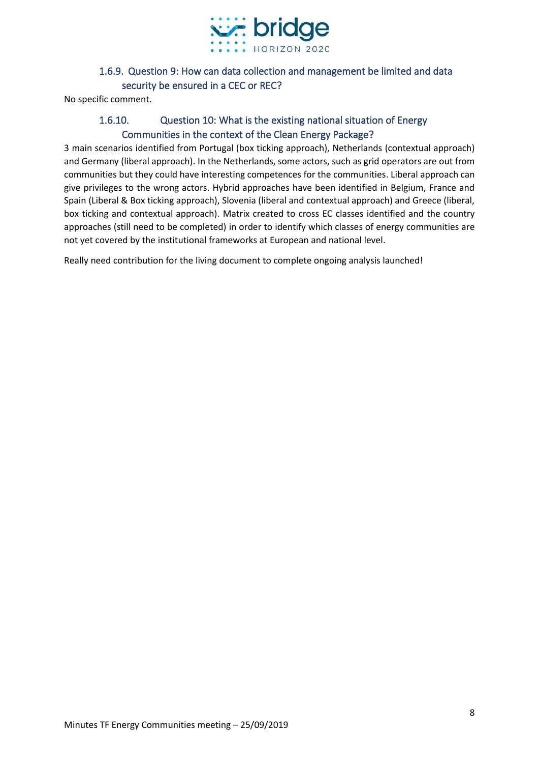### 1.6.9. Question 9: How can data collection and management be limited and data security be ensured in a CEC or REC?

No specific comment.

### 1.6.10. Question 10: What is the existing national situation of Energy Communities in the context of the Clean Energy Package?

3 main scenarios identified from Portugal (box ticking approach), Netherlands (contextual approach) and Germany (liberal approach). In the Netherlands, some actors, such as grid operators are out from communities but they could have interesting competences for the communities. Liberal approach can give privileges to the wrong actors. Hybrid approaches have been identified in Belgium, France and Spain (Liberal & Box ticking approach), Slovenia (liberal and contextual approach) and Greece (liberal, box ticking and contextual approach). Matrix created to cross EC classes identified and the country approaches (still need to be completed) in order to identify which classes of energy communities are not yet covered by the institutional frameworks at European and national level.

Really need contribution for the living document to complete ongoing analysis launched!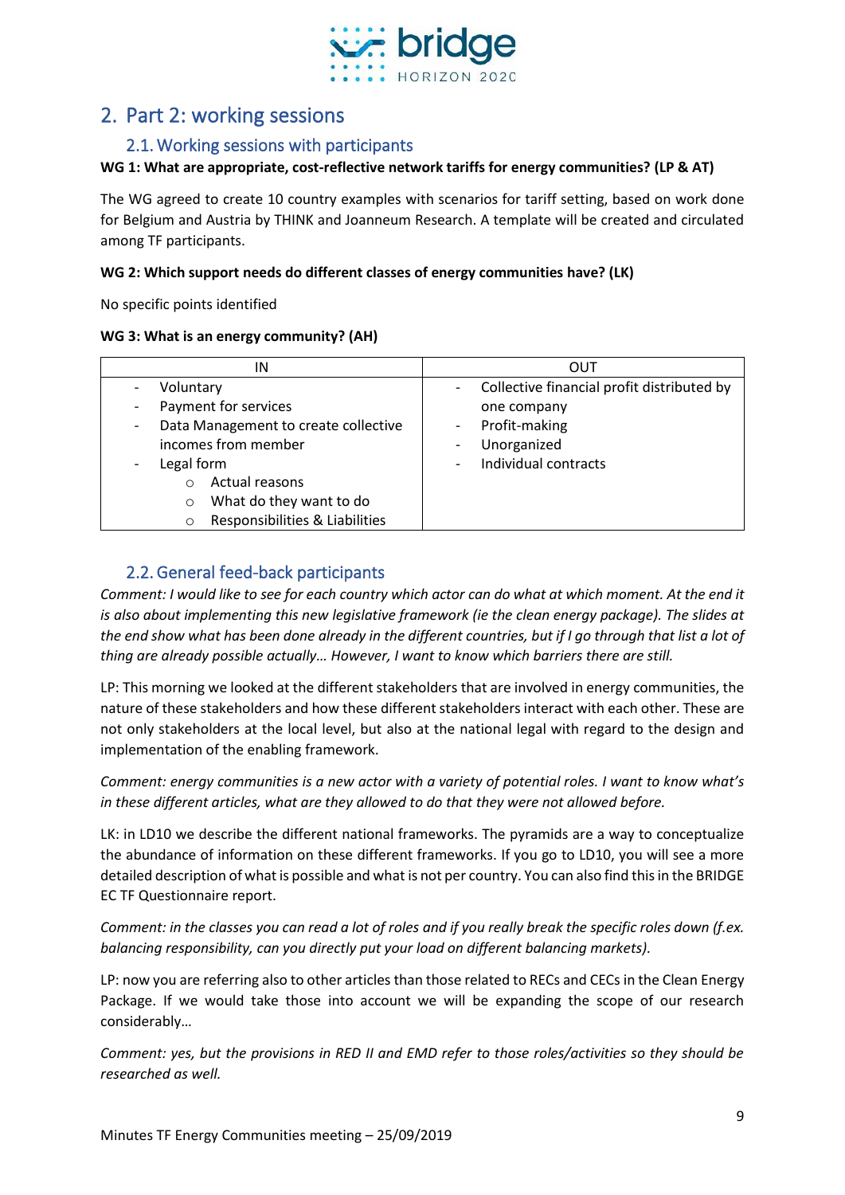# 2. Part 2: working sessions

## 2.1. Working sessions with participants

**WG 1: What are appropriate, cost-reflective network tariffs for energy communities? (LP & AT)**

The WG agreed to create 10 country examples with scenarios for tariff setting, based on work done for Belgium and Austria by THINK and Joanneum Research. A template will be created and circulated among TF participants.

**WG 2: Which support needs do different classes of energy communities have? (LK)**

No specific points identified

**WG 3: What is an energy community? (AH)**

| IN | OUT |
| --- | --- |
| - Voluntary<br>- Payment for services<br>- Data Management to create collective incomes from member<br>- Legal form<br>  ○ Actual reasons<br>  ○ What do they want to do<br>  ○ Responsibilities & Liabilities | - Collective financial profit distributed by one company<br>- Profit-making<br>- Unorganized<br>- Individual contracts |

## 2.2. General feed-back participants

*Comment: I would like to see for each country which actor can do what at which moment. At the end it is also about implementing this new legislative framework (ie the clean energy package). The slides at the end show what has been done already in the different countries, but if I go through that list a lot of thing are already possible actually… However, I want to know which barriers there are still.*

LP: This morning we looked at the different stakeholders that are involved in energy communities, the nature of these stakeholders and how these different stakeholders interact with each other. These are not only stakeholders at the local level, but also at the national legal with regard to the design and implementation of the enabling framework.

*Comment: energy communities is a new actor with a variety of potential roles. I want to know what's in these different articles, what are they allowed to do that they were not allowed before.*

LK: in LD10 we describe the different national frameworks. The pyramids are a way to conceptualize the abundance of information on these different frameworks. If you go to LD10, you will see a more detailed description of what is possible and what is not per country. You can also find this in the BRIDGE EC TF Questionnaire report.

*Comment: in the classes you can read a lot of roles and if you really break the specific roles down (f.ex. balancing responsibility, can you directly put your load on different balancing markets).*

LP: now you are referring also to other articles than those related to RECs and CECs in the Clean Energy Package. If we would take those into account we will be expanding the scope of our research considerably…

*Comment: yes, but the provisions in RED II and EMD refer to those roles/activities so they should be researched as well.*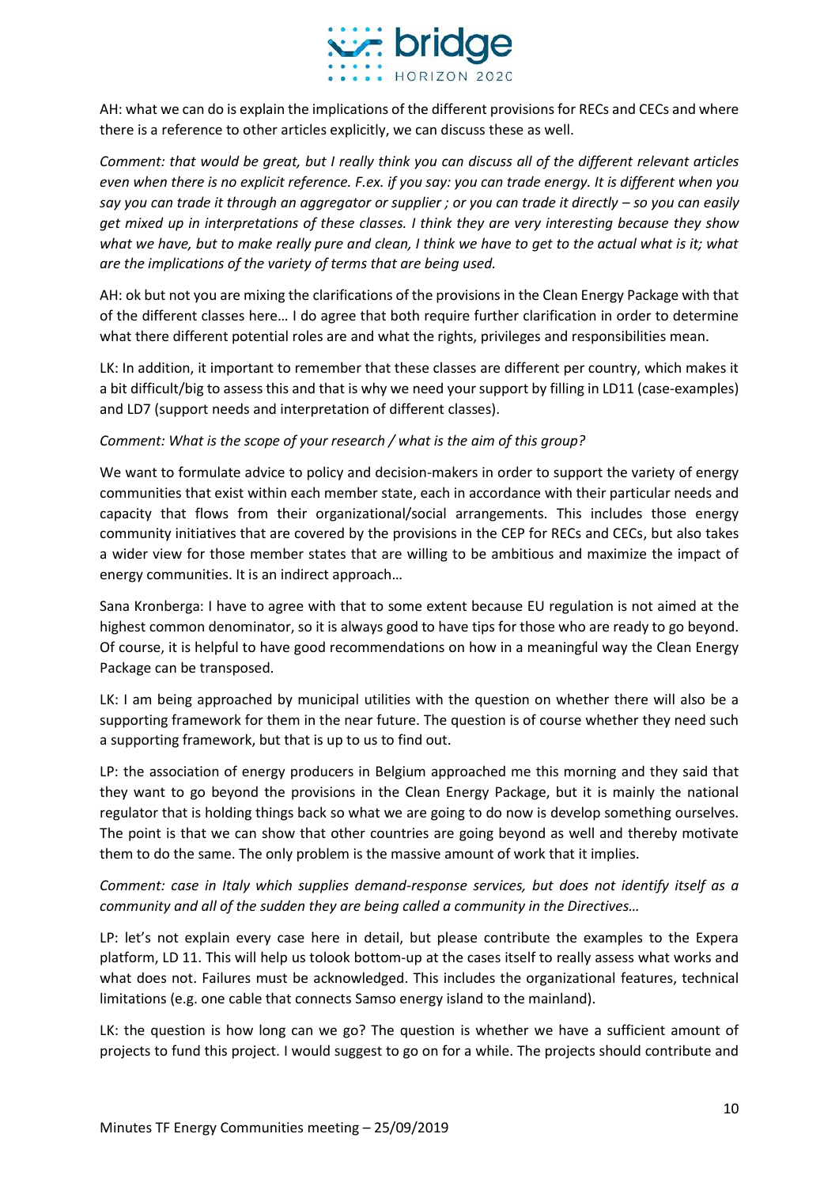AH: what we can do is explain the implications of the different provisions for RECs and CECs and where there is a reference to other articles explicitly, we can discuss these as well.

*Comment: that would be great, but I really think you can discuss all of the different relevant articles even when there is no explicit reference. F.ex. if you say: you can trade energy. It is different when you say you can trade it through an aggregator or supplier ; or you can trade it directly – so you can easily get mixed up in interpretations of these classes. I think they are very interesting because they show what we have, but to make really pure and clean, I think we have to get to the actual what is it; what are the implications of the variety of terms that are being used.*

AH: ok but not you are mixing the clarifications of the provisions in the Clean Energy Package with that of the different classes here… I do agree that both require further clarification in order to determine what there different potential roles are and what the rights, privileges and responsibilities mean.

LK: In addition, it important to remember that these classes are different per country, which makes it a bit difficult/big to assess this and that is why we need your support by filling in LD11 (case-examples) and LD7 (support needs and interpretation of different classes).

*Comment: What is the scope of your research / what is the aim of this group?*

We want to formulate advice to policy and decision-makers in order to support the variety of energy communities that exist within each member state, each in accordance with their particular needs and capacity that flows from their organizational/social arrangements. This includes those energy community initiatives that are covered by the provisions in the CEP for RECs and CECs, but also takes a wider view for those member states that are willing to be ambitious and maximize the impact of energy communities. It is an indirect approach…

Sana Kronberga: I have to agree with that to some extent because EU regulation is not aimed at the highest common denominator, so it is always good to have tips for those who are ready to go beyond. Of course, it is helpful to have good recommendations on how in a meaningful way the Clean Energy Package can be transposed.

LK: I am being approached by municipal utilities with the question on whether there will also be a supporting framework for them in the near future. The question is of course whether they need such a supporting framework, but that is up to us to find out.

LP: the association of energy producers in Belgium approached me this morning and they said that they want to go beyond the provisions in the Clean Energy Package, but it is mainly the national regulator that is holding things back so what we are going to do now is develop something ourselves. The point is that we can show that other countries are going beyond as well and thereby motivate them to do the same. The only problem is the massive amount of work that it implies.

*Comment: case in Italy which supplies demand-response services, but does not identify itself as a community and all of the sudden they are being called a community in the Directives…*

LP: let's not explain every case here in detail, but please contribute the examples to the Expera platform, LD 11. This will help us tolook bottom-up at the cases itself to really assess what works and what does not. Failures must be acknowledged. This includes the organizational features, technical limitations (e.g. one cable that connects Samso energy island to the mainland).

LK: the question is how long can we go? The question is whether we have a sufficient amount of projects to fund this project. I would suggest to go on for a while. The projects should contribute and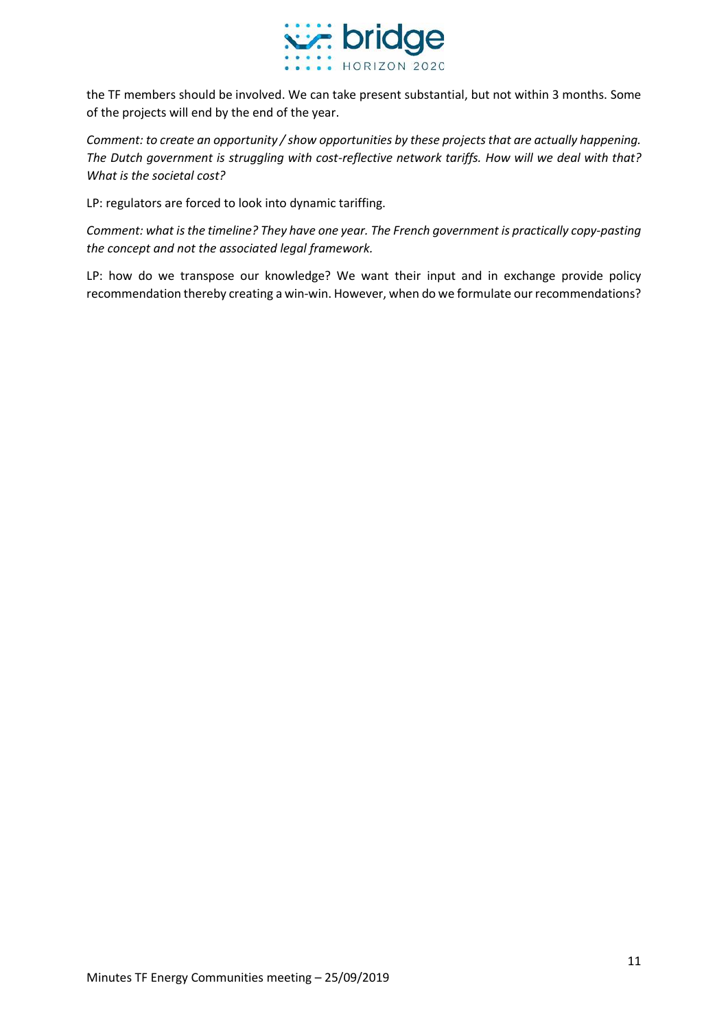the TF members should be involved. We can take present substantial, but not within 3 months. Some of the projects will end by the end of the year.

*Comment: to create an opportunity / show opportunities by these projects that are actually happening. The Dutch government is struggling with cost-reflective network tariffs. How will we deal with that? What is the societal cost?*

LP: regulators are forced to look into dynamic tariffing.

*Comment: what is the timeline? They have one year. The French government is practically copy-pasting the concept and not the associated legal framework.*

LP: how do we transpose our knowledge? We want their input and in exchange provide policy recommendation thereby creating a win-win. However, when do we formulate our recommendations?